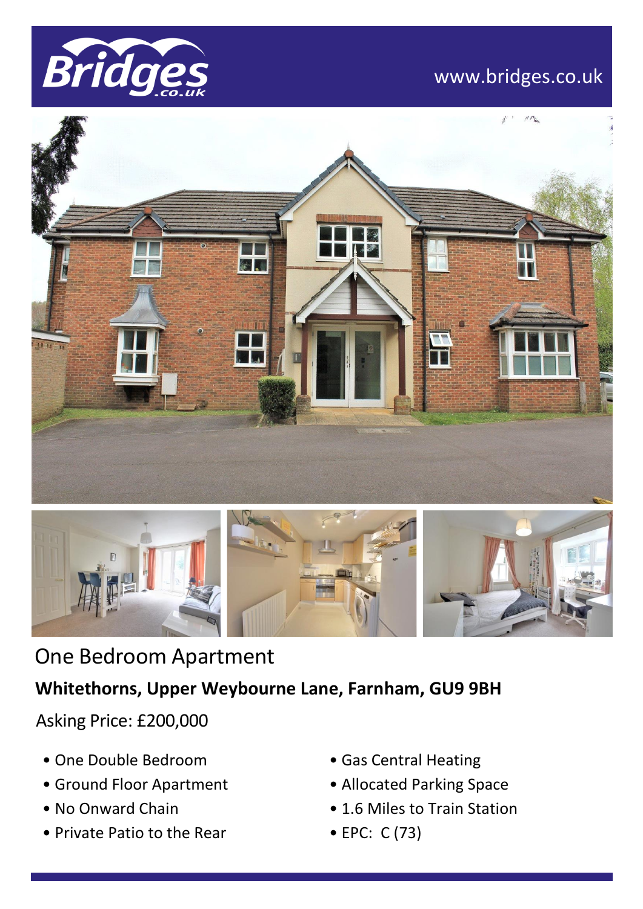Bridges.co.uk

www.bridges.co.uk

# One Bedroom Apartment

**Whitethorns, Upper Weybourne Lane, Farnham, GU9 9BH**

Asking Price: £200,000

- One Double Bedroom
- Ground Floor Apartment
- No Onward Chain
- Private Patio to the Rear
- Gas Central Heating
- Allocated Parking Space
- 1.6 Miles to Train Station
- EPC: C (73)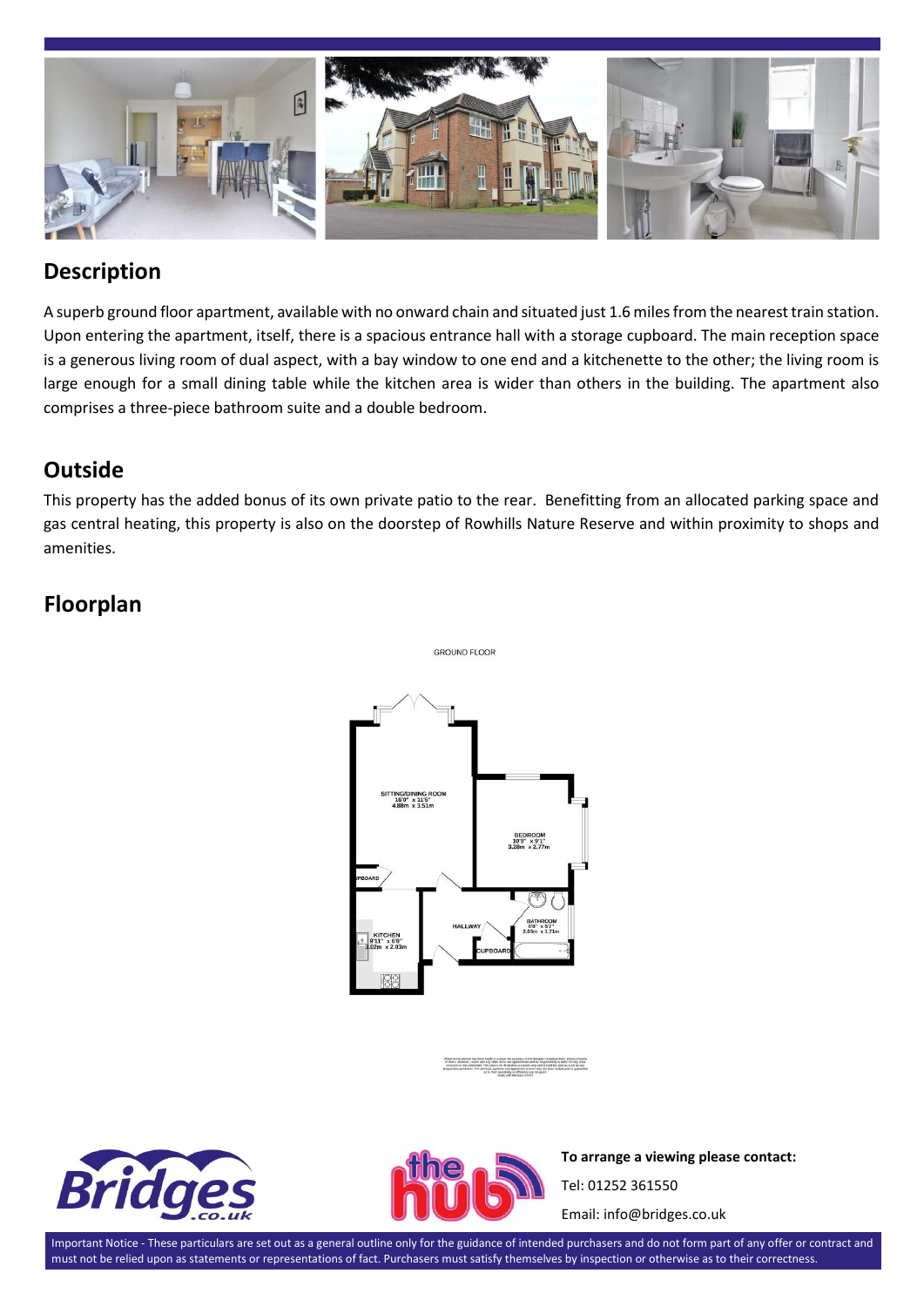## Description

A superb ground floor apartment, available with no onward chain and situated just 1.6 miles from the nearest train station. Upon entering the apartment, itself, there is a spacious entrance hall with a storage cupboard. The main reception space is a generous living room of dual aspect, with a bay window to one end and a kitchenette to the other; the living room is large enough for a small dining table while the kitchen area is wider than others in the building. The apartment also comprises a three-piece bathroom suite and a double bedroom.

## Outside

This property has the added bonus of its own private patio to the rear. Benefitting from an allocated parking space and gas central heating, this property is also on the doorstep of Rowhills Nature Reserve and within proximity to shops and amenities.

## Floorplan

GROUND FLOOR

SITTING/DINING ROOM
16'0" x 11'6"
4.88m x 3.51m

BEDROOM
10'9" x 9'1"
3.28m x 2.77m

CUPBOARD

KITCHEN
9'11" x 6'8"
3.02m x 2.03m

HALLWAY

BATHROOM
6'8" x 5'7"
2.03m x 1.71m

CUPBOARD

**To arrange a viewing please contact:**

Tel: 01252 361550

Email: info@bridges.co.uk

Important Notice - These particulars are set out as a general outline only for the guidance of intended purchasers and do not form part of any offer or contract and must not be relied upon as statements or representations of fact. Purchasers must satisfy themselves by inspection or otherwise as to their correctness.